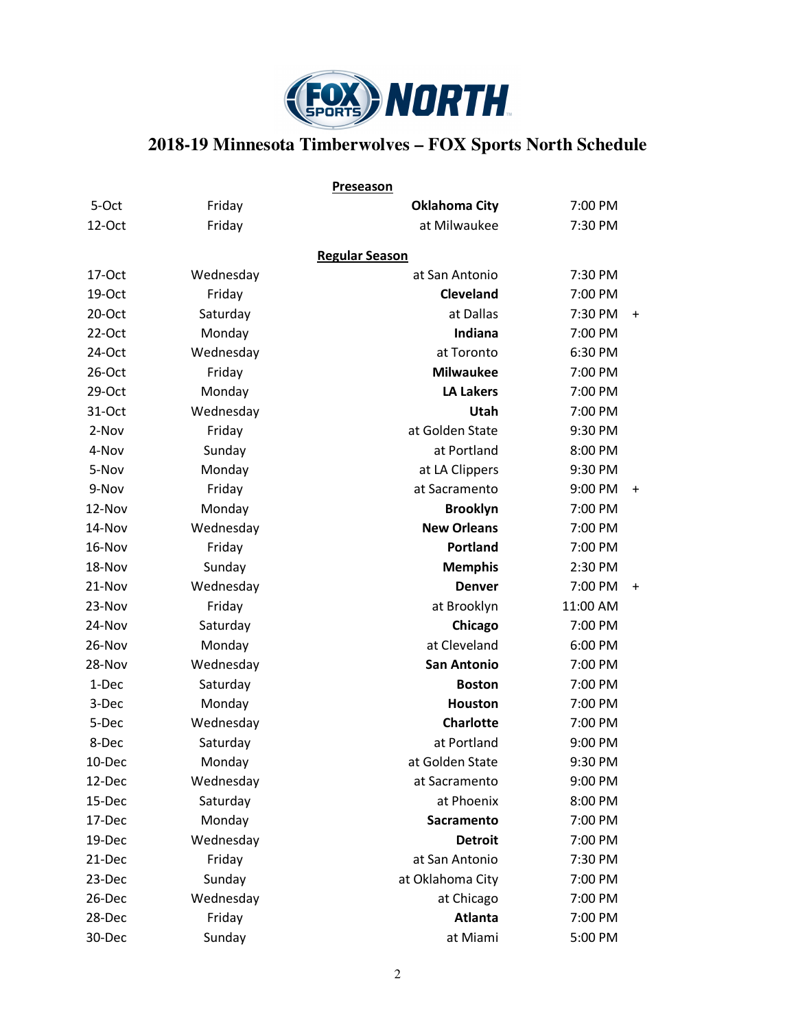# 2018-19 Minnesota Timberwolves – FOX Sports North Schedule

**Preseason**

| Date | Day | Opponent | Time | |
|---|---|---|---|---|
| 5-Oct | Friday | **Oklahoma City** | 7:00 PM | |
| 12-Oct | Friday | at Milwaukee | 7:30 PM | |

**Regular Season**

| Date | Day | Opponent | Time | |
|---|---|---|---|---|
| 17-Oct | Wednesday | at San Antonio | 7:30 PM | |
| 19-Oct | Friday | **Cleveland** | 7:00 PM | |
| 20-Oct | Saturday | at Dallas | 7:30 PM | + |
| 22-Oct | Monday | **Indiana** | 7:00 PM | |
| 24-Oct | Wednesday | at Toronto | 6:30 PM | |
| 26-Oct | Friday | **Milwaukee** | 7:00 PM | |
| 29-Oct | Monday | **LA Lakers** | 7:00 PM | |
| 31-Oct | Wednesday | **Utah** | 7:00 PM | |
| 2-Nov | Friday | at Golden State | 9:30 PM | |
| 4-Nov | Sunday | at Portland | 8:00 PM | |
| 5-Nov | Monday | at LA Clippers | 9:30 PM | |
| 9-Nov | Friday | at Sacramento | 9:00 PM | + |
| 12-Nov | Monday | **Brooklyn** | 7:00 PM | |
| 14-Nov | Wednesday | **New Orleans** | 7:00 PM | |
| 16-Nov | Friday | **Portland** | 7:00 PM | |
| 18-Nov | Sunday | **Memphis** | 2:30 PM | |
| 21-Nov | Wednesday | **Denver** | 7:00 PM | + |
| 23-Nov | Friday | at Brooklyn | 11:00 AM | |
| 24-Nov | Saturday | **Chicago** | 7:00 PM | |
| 26-Nov | Monday | at Cleveland | 6:00 PM | |
| 28-Nov | Wednesday | **San Antonio** | 7:00 PM | |
| 1-Dec | Saturday | **Boston** | 7:00 PM | |
| 3-Dec | Monday | **Houston** | 7:00 PM | |
| 5-Dec | Wednesday | **Charlotte** | 7:00 PM | |
| 8-Dec | Saturday | at Portland | 9:00 PM | |
| 10-Dec | Monday | at Golden State | 9:30 PM | |
| 12-Dec | Wednesday | at Sacramento | 9:00 PM | |
| 15-Dec | Saturday | at Phoenix | 8:00 PM | |
| 17-Dec | Monday | **Sacramento** | 7:00 PM | |
| 19-Dec | Wednesday | **Detroit** | 7:00 PM | |
| 21-Dec | Friday | at San Antonio | 7:30 PM | |
| 23-Dec | Sunday | at Oklahoma City | 7:00 PM | |
| 26-Dec | Wednesday | at Chicago | 7:00 PM | |
| 28-Dec | Friday | **Atlanta** | 7:00 PM | |
| 30-Dec | Sunday | at Miami | 5:00 PM | |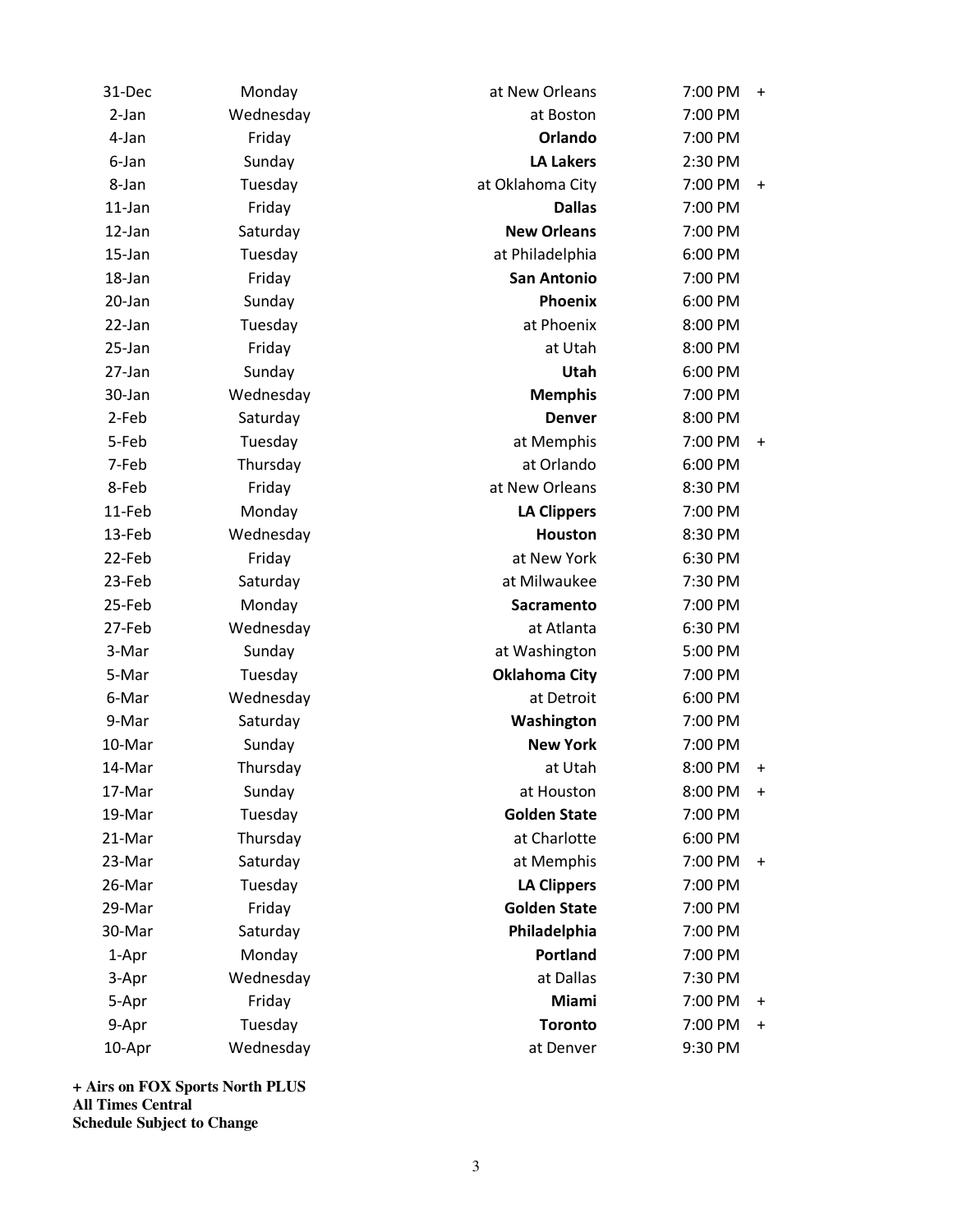| | | | | |
|---|---|---|---|---|
| 31-Dec | Monday | at New Orleans | 7:00 PM | + |
| 2-Jan | Wednesday | at Boston | 7:00 PM | |
| 4-Jan | Friday | **Orlando** | 7:00 PM | |
| 6-Jan | Sunday | **LA Lakers** | 2:30 PM | |
| 8-Jan | Tuesday | at Oklahoma City | 7:00 PM | + |
| 11-Jan | Friday | **Dallas** | 7:00 PM | |
| 12-Jan | Saturday | **New Orleans** | 7:00 PM | |
| 15-Jan | Tuesday | at Philadelphia | 6:00 PM | |
| 18-Jan | Friday | **San Antonio** | 7:00 PM | |
| 20-Jan | Sunday | **Phoenix** | 6:00 PM | |
| 22-Jan | Tuesday | at Phoenix | 8:00 PM | |
| 25-Jan | Friday | at Utah | 8:00 PM | |
| 27-Jan | Sunday | **Utah** | 6:00 PM | |
| 30-Jan | Wednesday | **Memphis** | 7:00 PM | |
| 2-Feb | Saturday | **Denver** | 8:00 PM | |
| 5-Feb | Tuesday | at Memphis | 7:00 PM | + |
| 7-Feb | Thursday | at Orlando | 6:00 PM | |
| 8-Feb | Friday | at New Orleans | 8:30 PM | |
| 11-Feb | Monday | **LA Clippers** | 7:00 PM | |
| 13-Feb | Wednesday | **Houston** | 8:30 PM | |
| 22-Feb | Friday | at New York | 6:30 PM | |
| 23-Feb | Saturday | at Milwaukee | 7:30 PM | |
| 25-Feb | Monday | **Sacramento** | 7:00 PM | |
| 27-Feb | Wednesday | at Atlanta | 6:30 PM | |
| 3-Mar | Sunday | at Washington | 5:00 PM | |
| 5-Mar | Tuesday | **Oklahoma City** | 7:00 PM | |
| 6-Mar | Wednesday | at Detroit | 6:00 PM | |
| 9-Mar | Saturday | **Washington** | 7:00 PM | |
| 10-Mar | Sunday | **New York** | 7:00 PM | |
| 14-Mar | Thursday | at Utah | 8:00 PM | + |
| 17-Mar | Sunday | at Houston | 8:00 PM | + |
| 19-Mar | Tuesday | **Golden State** | 7:00 PM | |
| 21-Mar | Thursday | at Charlotte | 6:00 PM | |
| 23-Mar | Saturday | at Memphis | 7:00 PM | + |
| 26-Mar | Tuesday | **LA Clippers** | 7:00 PM | |
| 29-Mar | Friday | **Golden State** | 7:00 PM | |
| 30-Mar | Saturday | **Philadelphia** | 7:00 PM | |
| 1-Apr | Monday | **Portland** | 7:00 PM | |
| 3-Apr | Wednesday | at Dallas | 7:30 PM | |
| 5-Apr | Friday | **Miami** | 7:00 PM | + |
| 9-Apr | Tuesday | **Toronto** | 7:00 PM | + |
| 10-Apr | Wednesday | at Denver | 9:30 PM | |

**+ Airs on FOX Sports North PLUS**
**All Times Central**
**Schedule Subject to Change**